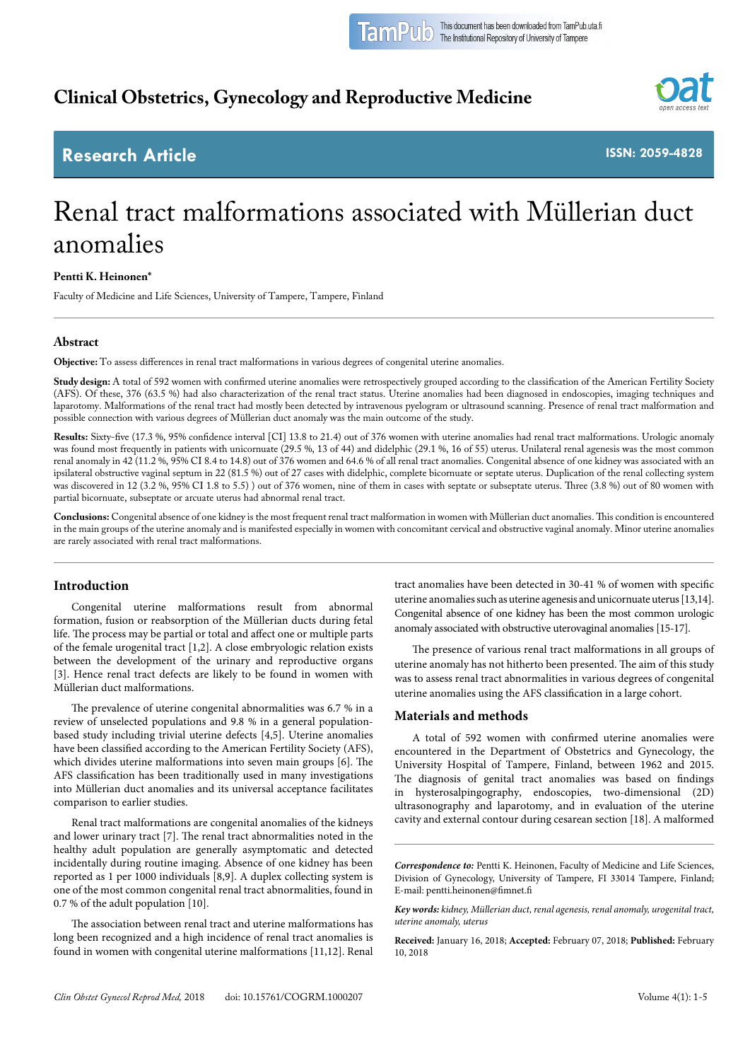Clinical Obstetrics, Gynecology and Reproductive Medicine

Research Article

ISSN: 2059-4828

# Renal tract malformations associated with Müllerian duct anomalies

**Pentti K. Heinonen***

Faculty of Medicine and Life Sciences, University of Tampere, Tampere, Finland

## Abstract

**Objective:** To assess differences in renal tract malformations in various degrees of congenital uterine anomalies.

**Study design:** A total of 592 women with confirmed uterine anomalies were retrospectively grouped according to the classification of the American Fertility Society (AFS). Of these, 376 (63.5 %) had also characterization of the renal tract status. Uterine anomalies had been diagnosed in endoscopies, imaging techniques and laparotomy. Malformations of the renal tract had mostly been detected by intravenous pyelogram or ultrasound scanning. Presence of renal tract malformation and possible connection with various degrees of Müllerian duct anomaly was the main outcome of the study.

**Results:** Sixty-five (17.3 %, 95% confidence interval [CI] 13.8 to 21.4) out of 376 women with uterine anomalies had renal tract malformations. Urologic anomaly was found most frequently in patients with unicornuate (29.5 %, 13 of 44) and didelphic (29.1 %, 16 of 55) uterus. Unilateral renal agenesis was the most common renal anomaly in 42 (11.2 %, 95% CI 8.4 to 14.8) out of 376 women and 64.6 % of all renal tract anomalies. Congenital absence of one kidney was associated with an ipsilateral obstructive vaginal septum in 22 (81.5 %) out of 27 cases with didelphic, complete bicornuate or septate uterus. Duplication of the renal collecting system was discovered in 12 (3.2 %, 95% CI 1.8 to 5.5) ) out of 376 women, nine of them in cases with septate or subseptate uterus. Three (3.8 %) out of 80 women with partial bicornuate, subseptate or arcuate uterus had abnormal renal tract.

**Conclusions:** Congenital absence of one kidney is the most frequent renal tract malformation in women with Müllerian duct anomalies. This condition is encountered in the main groups of the uterine anomaly and is manifested especially in women with concomitant cervical and obstructive vaginal anomaly. Minor uterine anomalies are rarely associated with renal tract malformations.

## Introduction

Congenital uterine malformations result from abnormal formation, fusion or reabsorption of the Müllerian ducts during fetal life. The process may be partial or total and affect one or multiple parts of the female urogenital tract [1,2]. A close embryologic relation exists between the development of the urinary and reproductive organs [3]. Hence renal tract defects are likely to be found in women with Müllerian duct malformations.

The prevalence of uterine congenital abnormalities was 6.7 % in a review of unselected populations and 9.8 % in a general population-based study including trivial uterine defects [4,5]. Uterine anomalies have been classified according to the American Fertility Society (AFS), which divides uterine malformations into seven main groups [6]. The AFS classification has been traditionally used in many investigations into Müllerian duct anomalies and its universal acceptance facilitates comparison to earlier studies.

Renal tract malformations are congenital anomalies of the kidneys and lower urinary tract [7]. The renal tract abnormalities noted in the healthy adult population are generally asymptomatic and detected incidentally during routine imaging. Absence of one kidney has been reported as 1 per 1000 individuals [8,9]. A duplex collecting system is one of the most common congenital renal tract abnormalities, found in 0.7 % of the adult population [10].

The association between renal tract and uterine malformations has long been recognized and a high incidence of renal tract anomalies is found in women with congenital uterine malformations [11,12]. Renal tract anomalies have been detected in 30-41 % of women with specific uterine anomalies such as uterine agenesis and unicornuate uterus [13,14]. Congenital absence of one kidney has been the most common urologic anomaly associated with obstructive uterovaginal anomalies [15-17].

The presence of various renal tract malformations in all groups of uterine anomaly has not hitherto been presented. The aim of this study was to assess renal tract abnormalities in various degrees of congenital uterine anomalies using the AFS classification in a large cohort.

## Materials and methods

A total of 592 women with confirmed uterine anomalies were encountered in the Department of Obstetrics and Gynecology, the University Hospital of Tampere, Finland, between 1962 and 2015. The diagnosis of genital tract anomalies was based on findings in hysterosalpingography, endoscopies, two-dimensional (2D) ultrasonography and laparotomy, and in evaluation of the uterine cavity and external contour during cesarean section [18]. A malformed

---

***Correspondence to:*** Pentti K. Heinonen, Faculty of Medicine and Life Sciences, Division of Gynecology, University of Tampere, FI 33014 Tampere, Finland; E-mail: pentti.heinonen@fimnet.fi

***Key words:*** *kidney, Müllerian duct, renal agenesis, renal anomaly, urogenital tract, uterine anomaly, uterus*

**Received:** January 16, 2018; **Accepted:** February 07, 2018; **Published:** February 10, 2018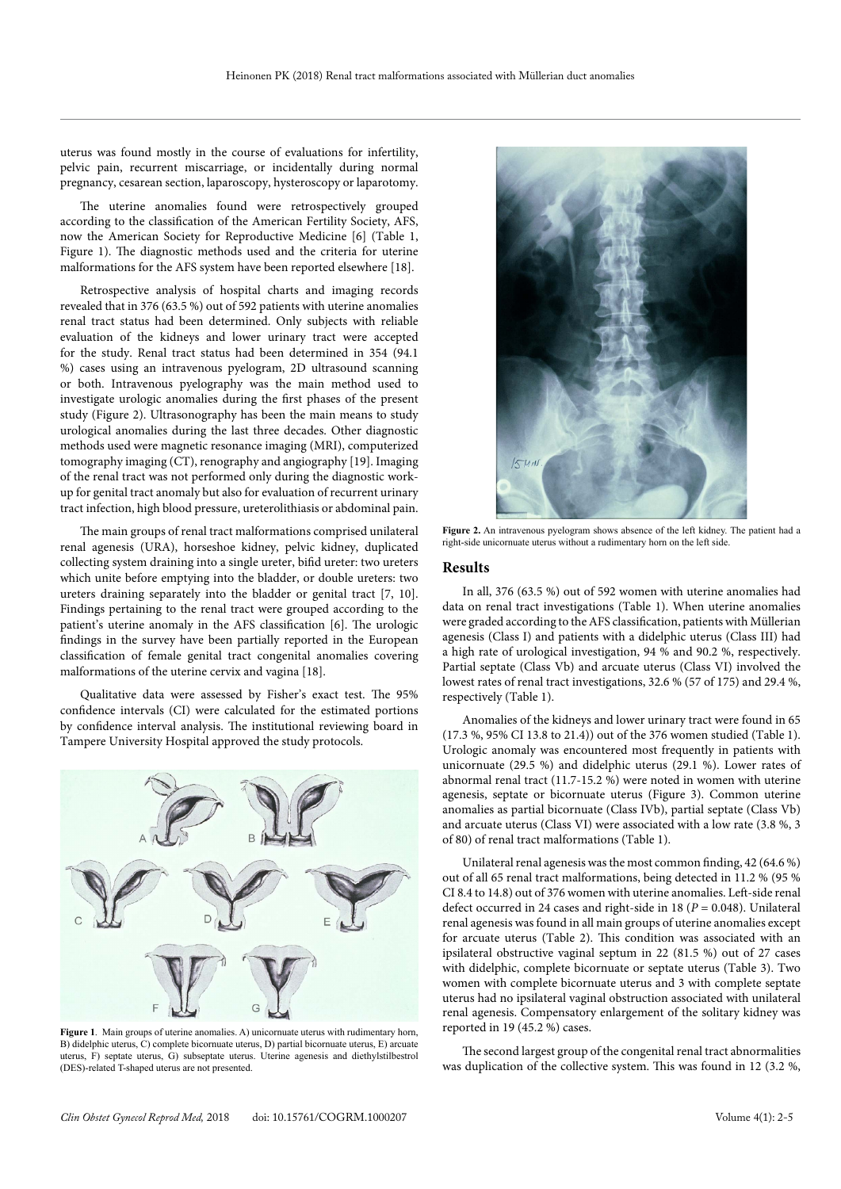uterus was found mostly in the course of evaluations for infertility, pelvic pain, recurrent miscarriage, or incidentally during normal pregnancy, cesarean section, laparoscopy, hysteroscopy or laparotomy.

The uterine anomalies found were retrospectively grouped according to the classification of the American Fertility Society, AFS, now the American Society for Reproductive Medicine [6] (Table 1, Figure 1). The diagnostic methods used and the criteria for uterine malformations for the AFS system have been reported elsewhere [18].

Retrospective analysis of hospital charts and imaging records revealed that in 376 (63.5 %) out of 592 patients with uterine anomalies renal tract status had been determined. Only subjects with reliable evaluation of the kidneys and lower urinary tract were accepted for the study. Renal tract status had been determined in 354 (94.1 %) cases using an intravenous pyelogram, 2D ultrasound scanning or both. Intravenous pyelography was the main method used to investigate urologic anomalies during the first phases of the present study (Figure 2). Ultrasonography has been the main means to study urological anomalies during the last three decades. Other diagnostic methods used were magnetic resonance imaging (MRI), computerized tomography imaging (CT), renography and angiography [19]. Imaging of the renal tract was not performed only during the diagnostic work-up for genital tract anomaly but also for evaluation of recurrent urinary tract infection, high blood pressure, ureterolithiasis or abdominal pain.

The main groups of renal tract malformations comprised unilateral renal agenesis (URA), horseshoe kidney, pelvic kidney, duplicated collecting system draining into a single ureter, bifid ureter: two ureters which unite before emptying into the bladder, or double ureters: two ureters draining separately into the bladder or genital tract [7, 10]. Findings pertaining to the renal tract were grouped according to the patient's uterine anomaly in the AFS classification [6]. The urologic findings in the survey have been partially reported in the European classification of female genital tract congenital anomalies covering malformations of the uterine cervix and vagina [18].

Qualitative data were assessed by Fisher's exact test. The 95% confidence intervals (CI) were calculated for the estimated portions by confidence interval analysis. The institutional reviewing board in Tampere University Hospital approved the study protocols.

**Figure 1**. Main groups of uterine anomalies. A) unicornuate uterus with rudimentary horn, B) didelphic uterus, C) complete bicornuate uterus, D) partial bicornuate uterus, E) arcuate uterus, F) septate uterus, G) subseptate uterus. Uterine agenesis and diethylstilbestrol (DES)-related T-shaped uterus are not presented.

**Figure 2.** An intravenous pyelogram shows absence of the left kidney. The patient had a right-side unicornuate uterus without a rudimentary horn on the left side.

## Results

In all, 376 (63.5 %) out of 592 women with uterine anomalies had data on renal tract investigations (Table 1). When uterine anomalies were graded according to the AFS classification, patients with Müllerian agenesis (Class I) and patients with a didelphic uterus (Class III) had a high rate of urological investigation, 94 % and 90.2 %, respectively. Partial septate (Class Vb) and arcuate uterus (Class VI) involved the lowest rates of renal tract investigations, 32.6 % (57 of 175) and 29.4 %, respectively (Table 1).

Anomalies of the kidneys and lower urinary tract were found in 65 (17.3 %, 95% CI 13.8 to 21.4)) out of the 376 women studied (Table 1). Urologic anomaly was encountered most frequently in patients with unicornuate (29.5 %) and didelphic uterus (29.1 %). Lower rates of abnormal renal tract (11.7-15.2 %) were noted in women with uterine agenesis, septate or bicornuate uterus (Figure 3). Common uterine anomalies as partial bicornuate (Class IVb), partial septate (Class Vb) and arcuate uterus (Class VI) were associated with a low rate (3.8 %, 3 of 80) of renal tract malformations (Table 1).

Unilateral renal agenesis was the most common finding, 42 (64.6 %) out of all 65 renal tract malformations, being detected in 11.2 % (95 % CI 8.4 to 14.8) out of 376 women with uterine anomalies. Left-side renal defect occurred in 24 cases and right-side in 18 ($P = 0.048$). Unilateral renal agenesis was found in all main groups of uterine anomalies except for arcuate uterus (Table 2). This condition was associated with an ipsilateral obstructive vaginal septum in 22 (81.5 %) out of 27 cases with didelphic, complete bicornuate or septate uterus (Table 3). Two women with complete bicornuate uterus and 3 with complete septate uterus had no ipsilateral vaginal obstruction associated with unilateral renal agenesis. Compensatory enlargement of the solitary kidney was reported in 19 (45.2 %) cases.

The second largest group of the congenital renal tract abnormalities was duplication of the collective system. This was found in 12 (3.2 %,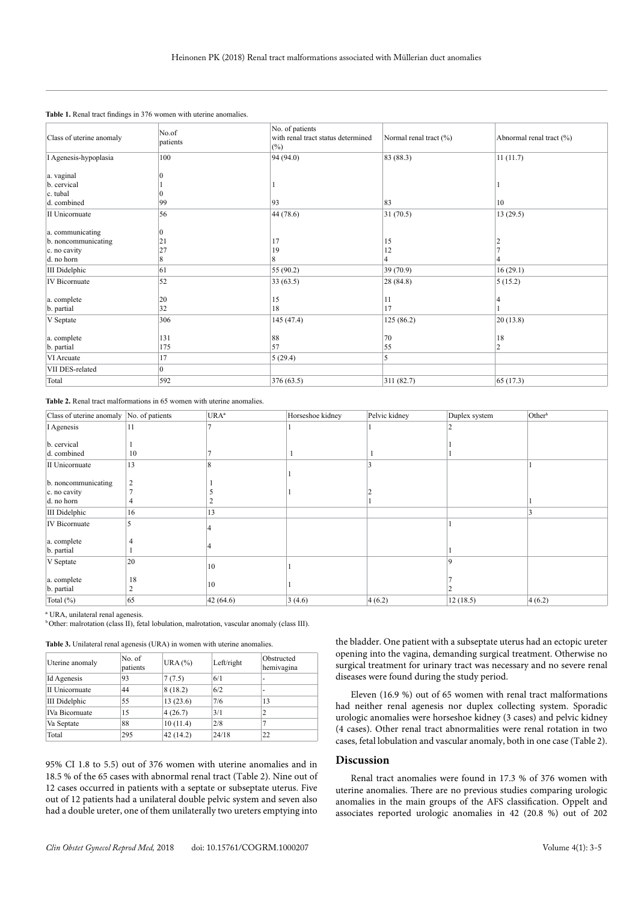**Table 1.** Renal tract findings in 376 women with uterine anomalies.

| Class of uterine anomaly | No.of patients | No. of patients with renal tract status determined (%) | Normal renal tract (%) | Abnormal renal tract (%) |
|---|---|---|---|---|
| I Agenesis-hypoplasia | 100 | 94 (94.0) | 83 (88.3) | 11 (11.7) |
| a. vaginal | 0 | | | |
| b. cervical | 1 | 1 | | 1 |
| c. tubal | 0 | | | |
| d. combined | 99 | 93 | 83 | 10 |
| II Unicornuate | 56 | 44 (78.6) | 31 (70.5) | 13 (29.5) |
| a. communicating | 0 | | | |
| b. noncommunicating | 21 | 17 | 15 | 2 |
| c. no cavity | 27 | 19 | 12 | 7 |
| d. no horn | 8 | 8 | 4 | 4 |
| III Didelphic | 61 | 55 (90.2) | 39 (70.9) | 16 (29.1) |
| IV Bicornuate | 52 | 33 (63.5) | 28 (84.8) | 5 (15.2) |
| a. complete | 20 | 15 | 11 | 4 |
| b. partial | 32 | 18 | 17 | 1 |
| V Septate | 306 | 145 (47.4) | 125 (86.2) | 20 (13.8) |
| a. complete | 131 | 88 | 70 | 18 |
| b. partial | 175 | 57 | 55 | 2 |
| VI Arcuate | 17 | 5 (29.4) | 5 | |
| VII DES-related | 0 | | | |
| Total | 592 | 376 (63.5) | 311 (82.7) | 65 (17.3) |

**Table 2.** Renal tract malformations in 65 women with uterine anomalies.

| Class of uterine anomaly | No. of patients | URA[a] | Horseshoe kidney | Pelvic kidney | Duplex system | Other[b] |
|---|---|---|---|---|---|---|
| I Agenesis | 11 | 7 | 1 | 1 | 2 | |
| b. cervical | 1 | | | | 1 | |
| d. combined | 10 | 7 | 1 | 1 | 1 | |
| II Unicornuate | 13 | 8 | 1 | 3 | | 1 |
| b. noncommunicating | 2 | 1 | | | | |
| c. no cavity | 7 | 5 | 1 | 2 | | |
| d. no horn | 4 | 2 | | 1 | | 1 |
| III Didelphic | 16 | 13 | | | | 3 |
| IV Bicornuate | 5 | 4 | | | 1 | |
| a. complete | 4 | 4 | | | | |
| b. partial | 1 | | | | 1 | |
| V Septate | 20 | 10 | 1 | | 9 | |
| a. complete | 18 | 10 | 1 | | 7 | |
| b. partial | 2 | | | | 2 | |
| Total (%) | 65 | 42 (64.6) | 3 (4.6) | 4 (6.2) | 12 (18.5) | 4 (6.2) |

[a] URA, unilateral renal agenesis.

[b] Other: malrotation (class II), fetal lobulation, malrotation, vascular anomaly (class III).

**Table 3.** Unilateral renal agenesis (URA) in women with uterine anomalies.

| Uterine anomaly | No. of patients | URA (%) | Left/right | Obstructed hemivagina |
|---|---|---|---|---|
| Id Agenesis | 93 | 7 (7.5) | 6/1 | - |
| II Unicornuate | 44 | 8 (18.2) | 6/2 | - |
| III Didelphic | 55 | 13 (23.6) | 7/6 | 13 |
| IVa Bicornuate | 15 | 4 (26.7) | 3/1 | 2 |
| Va Septate | 88 | 10 (11.4) | 2/8 | 7 |
| Total | 295 | 42 (14.2) | 24/18 | 22 |

95% CI 1.8 to 5.5) out of 376 women with uterine anomalies and in 18.5 % of the 65 cases with abnormal renal tract (Table 2). Nine out of 12 cases occurred in patients with a septate or subseptate uterus. Five out of 12 patients had a unilateral double pelvic system and seven also had a double ureter, one of them unilaterally two ureters emptying into the bladder. One patient with a subseptate uterus had an ectopic ureter opening into the vagina, demanding surgical treatment. Otherwise no surgical treatment for urinary tract was necessary and no severe renal diseases were found during the study period.

Eleven (16.9 %) out of 65 women with renal tract malformations had neither renal agenesis nor duplex collecting system. Sporadic urologic anomalies were horseshoe kidney (3 cases) and pelvic kidney (4 cases). Other renal tract abnormalities were renal rotation in two cases, fetal lobulation and vascular anomaly, both in one case (Table 2).

## Discussion

Renal tract anomalies were found in 17.3 % of 376 women with uterine anomalies. There are no previous studies comparing urologic anomalies in the main groups of the AFS classification. Oppelt and associates reported urologic anomalies in 42 (20.8 %) out of 202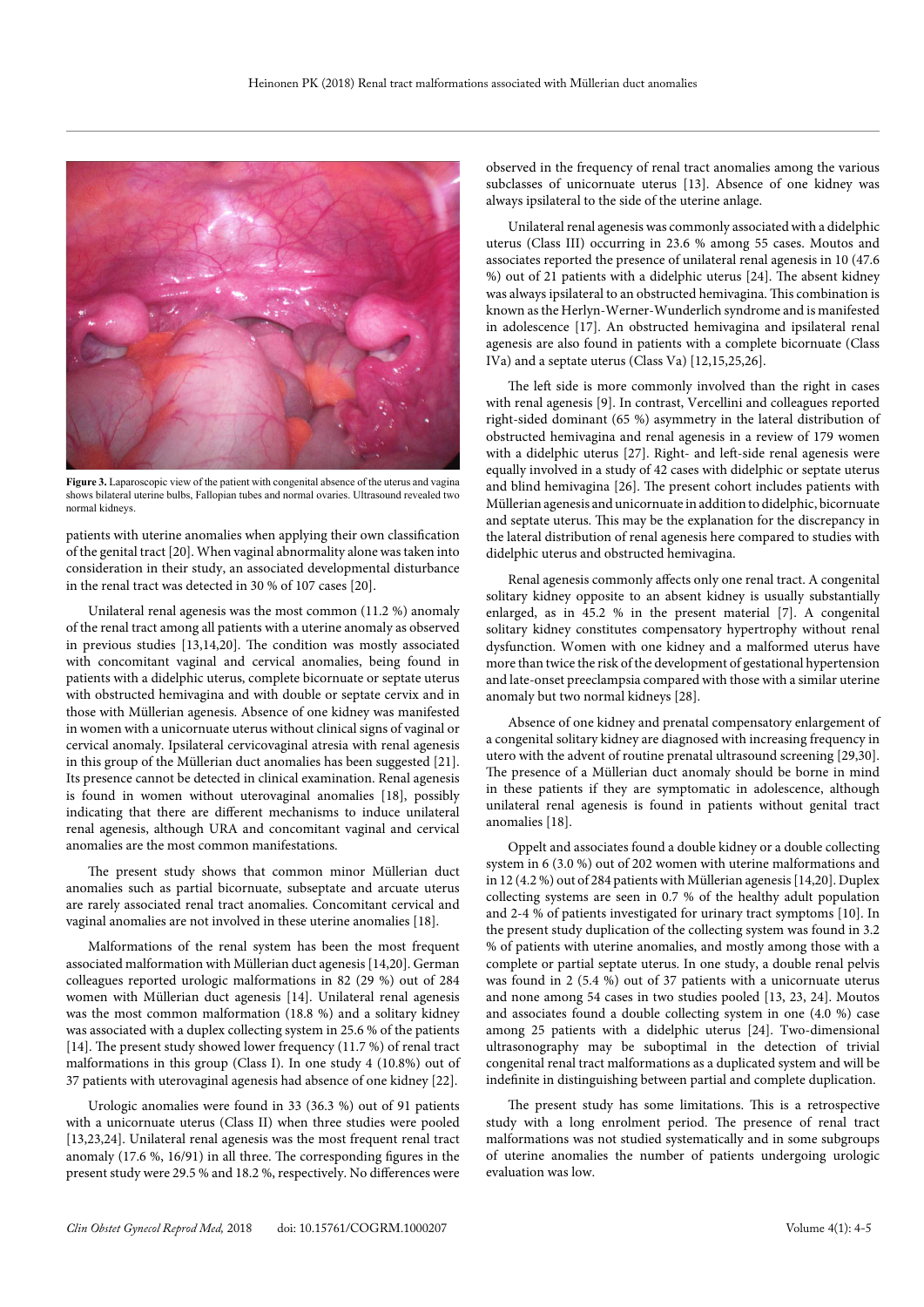Figure 3. Laparoscopic view of the patient with congenital absence of the uterus and vagina shows bilateral uterine bulbs, Fallopian tubes and normal ovaries. Ultrasound revealed two normal kidneys.

patients with uterine anomalies when applying their own classification of the genital tract [20]. When vaginal abnormality alone was taken into consideration in their study, an associated developmental disturbance in the renal tract was detected in 30 % of 107 cases [20].

Unilateral renal agenesis was the most common (11.2 %) anomaly of the renal tract among all patients with a uterine anomaly as observed in previous studies [13,14,20]. The condition was mostly associated with concomitant vaginal and cervical anomalies, being found in patients with a didelphic uterus, complete bicornuate or septate uterus with obstructed hemivagina and with double or septate cervix and in those with Müllerian agenesis. Absence of one kidney was manifested in women with a unicornuate uterus without clinical signs of vaginal or cervical anomaly. Ipsilateral cervicovaginal atresia with renal agenesis in this group of the Müllerian duct anomalies has been suggested [21]. Its presence cannot be detected in clinical examination. Renal agenesis is found in women without uterovaginal anomalies [18], possibly indicating that there are different mechanisms to induce unilateral renal agenesis, although URA and concomitant vaginal and cervical anomalies are the most common manifestations.

The present study shows that common minor Müllerian duct anomalies such as partial bicornuate, subseptate and arcuate uterus are rarely associated renal tract anomalies. Concomitant cervical and vaginal anomalies are not involved in these uterine anomalies [18].

Malformations of the renal system has been the most frequent associated malformation with Müllerian duct agenesis [14,20]. German colleagues reported urologic malformations in 82 (29 %) out of 284 women with Müllerian duct agenesis [14]. Unilateral renal agenesis was the most common malformation (18.8 %) and a solitary kidney was associated with a duplex collecting system in 25.6 % of the patients [14]. The present study showed lower frequency (11.7 %) of renal tract malformations in this group (Class I). In one study 4 (10.8%) out of 37 patients with uterovaginal agenesis had absence of one kidney [22].

Urologic anomalies were found in 33 (36.3 %) out of 91 patients with a unicornuate uterus (Class II) when three studies were pooled [13,23,24]. Unilateral renal agenesis was the most frequent renal tract anomaly (17.6 %, 16/91) in all three. The corresponding figures in the present study were 29.5 % and 18.2 %, respectively. No differences were observed in the frequency of renal tract anomalies among the various subclasses of unicornuate uterus [13]. Absence of one kidney was always ipsilateral to the side of the uterine anlage.

Unilateral renal agenesis was commonly associated with a didelphic uterus (Class III) occurring in 23.6 % among 55 cases. Moutos and associates reported the presence of unilateral renal agenesis in 10 (47.6 %) out of 21 patients with a didelphic uterus [24]. The absent kidney was always ipsilateral to an obstructed hemivagina. This combination is known as the Herlyn-Werner-Wunderlich syndrome and is manifested in adolescence [17]. An obstructed hemivagina and ipsilateral renal agenesis are also found in patients with a complete bicornuate (Class IVa) and a septate uterus (Class Va) [12,15,25,26].

The left side is more commonly involved than the right in cases with renal agenesis [9]. In contrast, Vercellini and colleagues reported right-sided dominant (65 %) asymmetry in the lateral distribution of obstructed hemivagina and renal agenesis in a review of 179 women with a didelphic uterus [27]. Right- and left-side renal agenesis were equally involved in a study of 42 cases with didelphic or septate uterus and blind hemivagina [26]. The present cohort includes patients with Müllerian agenesis and unicornuate in addition to didelphic, bicornuate and septate uterus. This may be the explanation for the discrepancy in the lateral distribution of renal agenesis here compared to studies with didelphic uterus and obstructed hemivagina.

Renal agenesis commonly affects only one renal tract. A congenital solitary kidney opposite to an absent kidney is usually substantially enlarged, as in 45.2 % in the present material [7]. A congenital solitary kidney constitutes compensatory hypertrophy without renal dysfunction. Women with one kidney and a malformed uterus have more than twice the risk of the development of gestational hypertension and late-onset preeclampsia compared with those with a similar uterine anomaly but two normal kidneys [28].

Absence of one kidney and prenatal compensatory enlargement of a congenital solitary kidney are diagnosed with increasing frequency in utero with the advent of routine prenatal ultrasound screening [29,30]. The presence of a Müllerian duct anomaly should be borne in mind in these patients if they are symptomatic in adolescence, although unilateral renal agenesis is found in patients without genital tract anomalies [18].

Oppelt and associates found a double kidney or a double collecting system in 6 (3.0 %) out of 202 women with uterine malformations and in 12 (4.2 %) out of 284 patients with Müllerian agenesis [14,20]. Duplex collecting systems are seen in 0.7 % of the healthy adult population and 2-4 % of patients investigated for urinary tract symptoms [10]. In the present study duplication of the collecting system was found in 3.2 % of patients with uterine anomalies, and mostly among those with a complete or partial septate uterus. In one study, a double renal pelvis was found in 2 (5.4 %) out of 37 patients with a unicornuate uterus and none among 54 cases in two studies pooled [13, 23, 24]. Moutos and associates found a double collecting system in one (4.0 %) case among 25 patients with a didelphic uterus [24]. Two-dimensional ultrasonography may be suboptimal in the detection of trivial congenital renal tract malformations as a duplicated system and will be indefinite in distinguishing between partial and complete duplication.

The present study has some limitations. This is a retrospective study with a long enrolment period. The presence of renal tract malformations was not studied systematically and in some subgroups of uterine anomalies the number of patients undergoing urologic evaluation was low.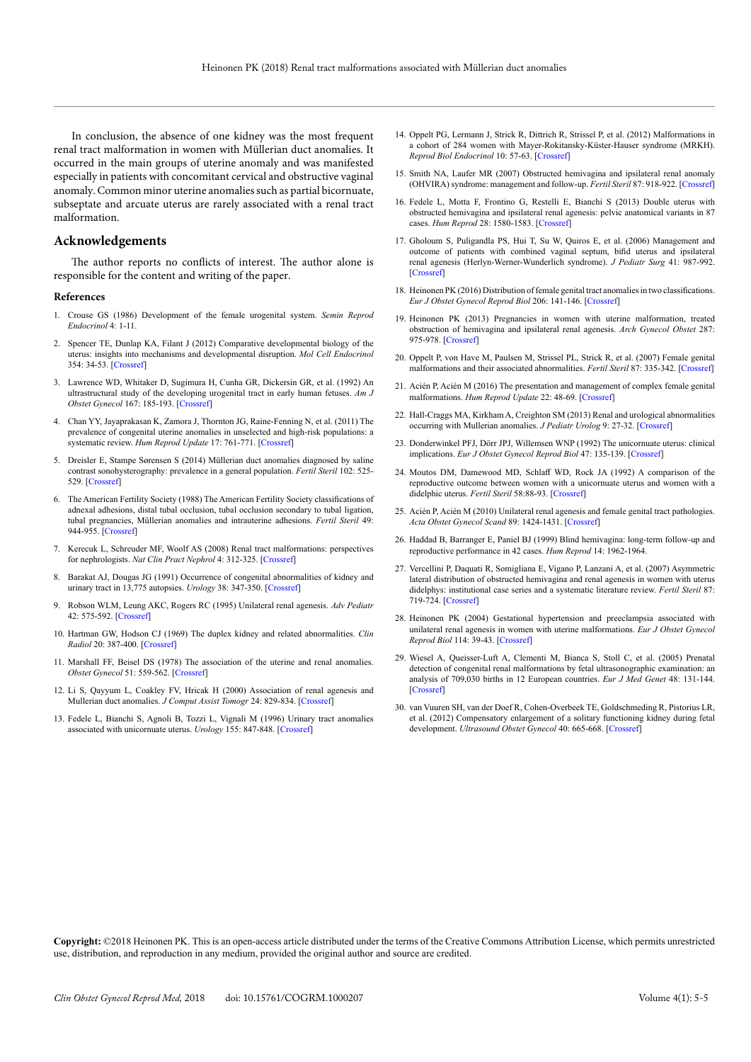In conclusion, the absence of one kidney was the most frequent renal tract malformation in women with Müllerian duct anomalies. It occurred in the main groups of uterine anomaly and was manifested especially in patients with concomitant cervical and obstructive vaginal anomaly. Common minor uterine anomalies such as partial bicornuate, subseptate and arcuate uterus are rarely associated with a renal tract malformation.

## Acknowledgements

The author reports no conflicts of interest. The author alone is responsible for the content and writing of the paper.

### References

1. Crouse GS (1986) Development of the female urogenital system. *Semin Reprod Endocrinol* 4: 1-11.
2. Spencer TE, Dunlap KA, Filant J (2012) Comparative developmental biology of the uterus: insights into mechanisms and developmental disruption. *Mol Cell Endocrinol* 354: 34-53. [Crossref]
3. Lawrence WD, Whitaker D, Sugimura H, Cunha GR, Dickersin GR, et al. (1992) An ultrastructural study of the developing urogenital tract in early human fetuses. *Am J Obstet Gynecol* 167: 185-193. [Crossref]
4. Chan YY, Jayaprakasan K, Zamora J, Thornton JG, Raine-Fenning N, et al. (2011) The prevalence of congenital uterine anomalies in unselected and high-risk populations: a systematic review. *Hum Reprod Update* 17: 761-771. [Crossref]
5. Dreisler E, Stampe Sørensen S (2014) Müllerian duct anomalies diagnosed by saline contrast sonohysterography: prevalence in a general population. *Fertil Steril* 102: 525-529. [Crossref]
6. The American Fertility Society (1988) The American Fertility Society classifications of adnexal adhesions, distal tubal occlusion, tubal occlusion secondary to tubal ligation, tubal pregnancies, Müllerian anomalies and intrauterine adhesions. *Fertil Steril* 49: 944-955. [Crossref]
7. Kerecuk L, Schreuder MF, Woolf AS (2008) Renal tract malformations: perspectives for nephrologists. *Nat Clin Pract Nephrol* 4: 312-325. [Crossref]
8. Barakat AJ, Dougas JG (1991) Occurrence of congenital abnormalities of kidney and urinary tract in 13,775 autopsies. *Urology* 38: 347-350. [Crossref]
9. Robson WLM, Leung AKC, Rogers RC (1995) Unilateral renal agenesis. *Adv Pediatr* 42: 575-592. [Crossref]
10. Hartman GW, Hodson CJ (1969) The duplex kidney and related abnormalities. *Clin Radiol* 20: 387-400. [Crossref]
11. Marshall FF, Beisel DS (1978) The association of the uterine and renal anomalies. *Obstet Gynecol* 51: 559-562. [Crossref]
12. Li S, Qayyum L, Coakley FV, Hricak H (2000) Association of renal agenesis and Mullerian duct anomalies. *J Comput Assist Tomogr* 24: 829-834. [Crossref]
13. Fedele L, Bianchi S, Agnoli B, Tozzi L, Vignali M (1996) Urinary tract anomalies associated with unicornuate uterus. *Urology* 155: 847-848. [Crossref]
14. Oppelt PG, Lermann J, Strick R, Dittrich R, Strissel P, et al. (2012) Malformations in a cohort of 284 women with Mayer-Rokitansky-Küster-Hauser syndrome (MRKH). *Reprod Biol Endocrinol* 10: 57-63. [Crossref]
15. Smith NA, Laufer MR (2007) Obstructed hemivagina and ipsilateral renal anomaly (OHVIRA) syndrome: management and follow-up. *Fertil Steril* 87: 918-922. [Crossref]
16. Fedele L, Motta F, Frontino G, Restelli E, Bianchi S (2013) Double uterus with obstructed hemivagina and ipsilateral renal agenesis: pelvic anatomical variants in 87 cases. *Hum Reprod* 28: 1580-1583. [Crossref]
17. Gholoum S, Puligandla PS, Hui T, Su W, Quiros E, et al. (2006) Management and outcome of patients with combined vaginal septum, bifid uterus and ipsilateral renal agenesis (Herlyn-Werner-Wunderlich syndrome). *J Pediatr Surg* 41: 987-992. [Crossref]
18. Heinonen PK (2016) Distribution of female genital tract anomalies in two classifications. *Eur J Obstet Gynecol Reprod Biol* 206: 141-146. [Crossref]
19. Heinonen PK (2013) Pregnancies in women with uterine malformation, treated obstruction of hemivagina and ipsilateral renal agenesis. *Arch Gynecol Obstet* 287: 975-978. [Crossref]
20. Oppelt P, von Have M, Paulsen M, Strissel PL, Strick R, et al. (2007) Female genital malformations and their associated abnormalities. *Fertil Steril* 87: 335-342. [Crossref]
21. Acién P, Acién M (2016) The presentation and management of complex female genital malformations. *Hum Reprod Update* 22: 48-69. [Crossref]
22. Hall-Craggs MA, Kirkham A, Creighton SM (2013) Renal and urological abnormalities occurring with Mullerian anomalies. *J Pediatr Urolog* 9: 27-32. [Crossref]
23. Donderwinkel PFJ, Dörr JPJ, Willemsen WNP (1992) The unicornuate uterus: clinical implications. *Eur J Obstet Gynecol Reprod Biol* 47: 135-139. [Crossref]
24. Moutos DM, Damewood MD, Schlaff WD, Rock JA (1992) A comparison of the reproductive outcome between women with a unicornuate uterus and women with a didelphic uterus. *Fertil Steril* 58:88-93. [Crossref]
25. Acién P, Acién M (2010) Unilateral renal agenesis and female genital tract pathologies. *Acta Obstet Gynecol Scand* 89: 1424-1431. [Crossref]
26. Haddad B, Barranger E, Paniel BJ (1999) Blind hemivagina: long-term follow-up and reproductive performance in 42 cases. *Hum Reprod* 14: 1962-1964.
27. Vercellini P, Daquati R, Somigliana E, Vigano P, Lanzani A, et al. (2007) Asymmetric lateral distribution of obstructed hemivagina and renal agenesis in women with uterus didelphys: institutional case series and a systematic literature review. *Fertil Steril* 87: 719-724. [Crossref]
28. Heinonen PK (2004) Gestational hypertension and preeclampsia associated with unilateral renal agenesis in women with uterine malformations. *Eur J Obstet Gynecol Reprod Biol* 114: 39-43. [Crossref]
29. Wiesel A, Queisser-Luft A, Clementi M, Bianca S, Stoll C, et al. (2005) Prenatal detection of congenital renal malformations by fetal ultrasonographic examination: an analysis of 709,030 births in 12 European countries. *Eur J Med Genet* 48: 131-144. [Crossref]
30. van Vuuren SH, van der Doef R, Cohen-Overbeek TE, Goldschmeding R, Pistorius LR, et al. (2012) Compensatory enlargement of a solitary functioning kidney during fetal development. *Ultrasound Obstet Gynecol* 40: 665-668. [Crossref]

**Copyright:** ©2018 Heinonen PK. This is an open-access article distributed under the terms of the Creative Commons Attribution License, which permits unrestricted use, distribution, and reproduction in any medium, provided the original author and source are credited.